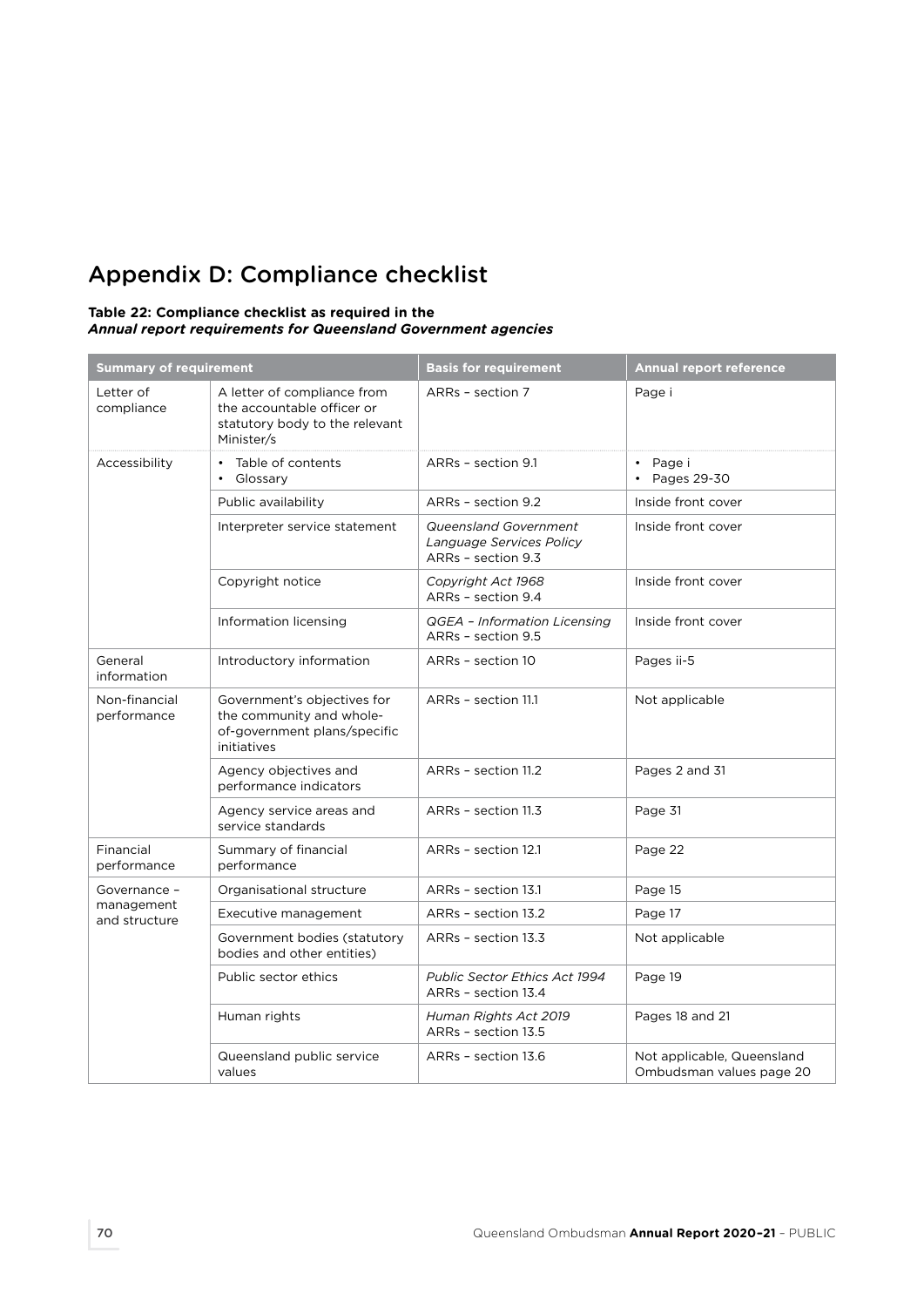# Appendix D: Compliance checklist

**Table 22: Compliance checklist as required in the** ***Annual report requirements for Queensland Government agencies***

| Summary of requirement | | Basis for requirement | Annual report reference |
|---|---|---|---|
| Letter of compliance | A letter of compliance from the accountable officer or statutory body to the relevant Minister/s | ARRs – section 7 | Page i |
| Accessibility | • Table of contents<br>• Glossary | ARRs – section 9.1 | • Page i<br>• Pages 29-30 |
| | Public availability | ARRs – section 9.2 | Inside front cover |
| | Interpreter service statement | *Queensland Government Language Services Policy*<br>ARRs – section 9.3 | Inside front cover |
| | Copyright notice | *Copyright Act 1968*<br>ARRs – section 9.4 | Inside front cover |
| | Information licensing | *QGEA – Information Licensing*<br>ARRs – section 9.5 | Inside front cover |
| General information | Introductory information | ARRs – section 10 | Pages ii-5 |
| Non-financial performance | Government's objectives for the community and whole-of-government plans/specific initiatives | ARRs – section 11.1 | Not applicable |
| | Agency objectives and performance indicators | ARRs – section 11.2 | Pages 2 and 31 |
| | Agency service areas and service standards | ARRs – section 11.3 | Page 31 |
| Financial performance | Summary of financial performance | ARRs – section 12.1 | Page 22 |
| Governance – management and structure | Organisational structure | ARRs – section 13.1 | Page 15 |
| | Executive management | ARRs – section 13.2 | Page 17 |
| | Government bodies (statutory bodies and other entities) | ARRs – section 13.3 | Not applicable |
| | Public sector ethics | *Public Sector Ethics Act 1994*<br>ARRs – section 13.4 | Page 19 |
| | Human rights | *Human Rights Act 2019*<br>ARRs – section 13.5 | Pages 18 and 21 |
| | Queensland public service values | ARRs – section 13.6 | Not applicable, Queensland Ombudsman values page 20 |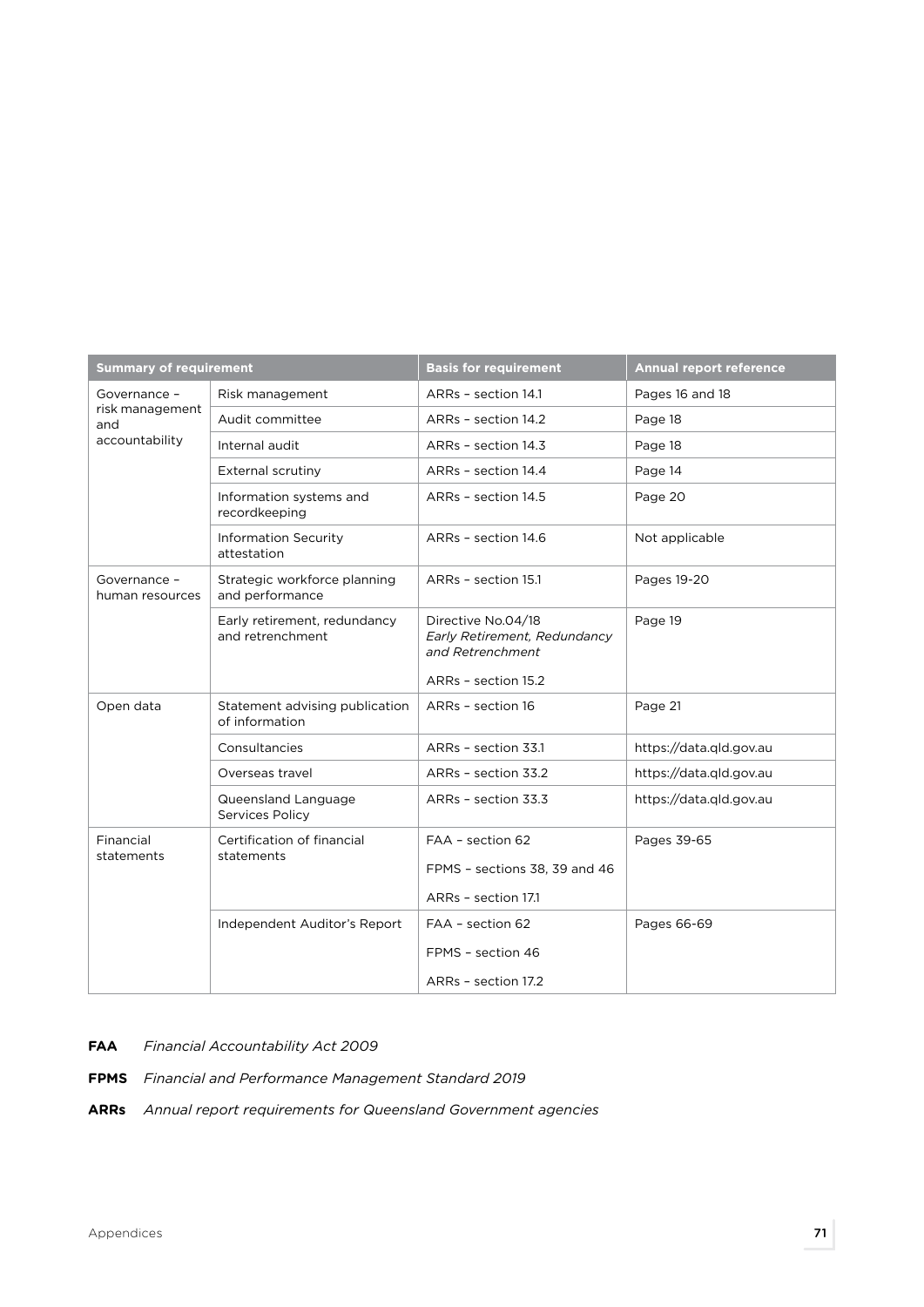| Summary of requirement | | Basis for requirement | Annual report reference |
|---|---|---|---|
| Governance – risk management and accountability | Risk management | ARRs – section 14.1 | Pages 16 and 18 |
| | Audit committee | ARRs – section 14.2 | Page 18 |
| | Internal audit | ARRs – section 14.3 | Page 18 |
| | External scrutiny | ARRs – section 14.4 | Page 14 |
| | Information systems and recordkeeping | ARRs – section 14.5 | Page 20 |
| | Information Security attestation | ARRs – section 14.6 | Not applicable |
| Governance – human resources | Strategic workforce planning and performance | ARRs – section 15.1 | Pages 19-20 |
| | Early retirement, redundancy and retrenchment | Directive No.04/18 *Early Retirement, Redundancy and Retrenchment*<br><br>ARRs – section 15.2 | Page 19 |
| Open data | Statement advising publication of information | ARRs – section 16 | Page 21 |
| | Consultancies | ARRs – section 33.1 | https://data.qld.gov.au |
| | Overseas travel | ARRs – section 33.2 | https://data.qld.gov.au |
| | Queensland Language Services Policy | ARRs – section 33.3 | https://data.qld.gov.au |
| Financial statements | Certification of financial statements | FAA – section 62<br><br>FPMS – sections 38, 39 and 46<br><br>ARRs – section 17.1 | Pages 39-65 |
| | Independent Auditor's Report | FAA – section 62<br><br>FPMS – section 46<br><br>ARRs – section 17.2 | Pages 66-69 |

**FAA** *Financial Accountability Act 2009*

**FPMS** *Financial and Performance Management Standard 2019*

**ARRs** *Annual report requirements for Queensland Government agencies*